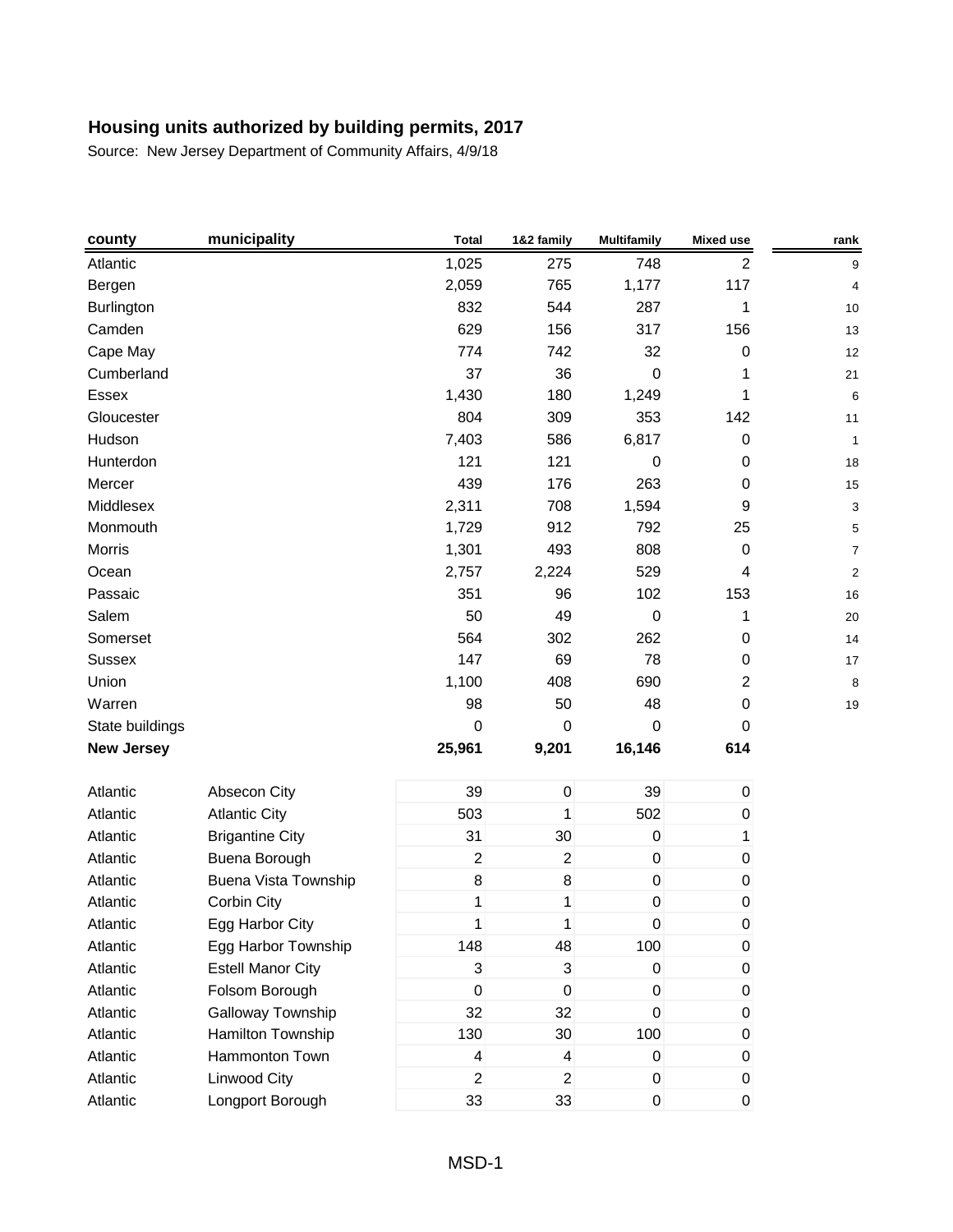# Housing units authorized by building permits, 2017

Source: New Jersey Department of Community Affairs, 4/9/18

| county | municipality | Total | 1&2 family | Multifamily | Mixed use | rank |
|---|---|---|---|---|---|---|
| Atlantic | | 1,025 | 275 | 748 | 2 | 9 |
| Bergen | | 2,059 | 765 | 1,177 | 117 | 4 |
| Burlington | | 832 | 544 | 287 | 1 | 10 |
| Camden | | 629 | 156 | 317 | 156 | 13 |
| Cape May | | 774 | 742 | 32 | 0 | 12 |
| Cumberland | | 37 | 36 | 0 | 1 | 21 |
| Essex | | 1,430 | 180 | 1,249 | 1 | 6 |
| Gloucester | | 804 | 309 | 353 | 142 | 11 |
| Hudson | | 7,403 | 586 | 6,817 | 0 | 1 |
| Hunterdon | | 121 | 121 | 0 | 0 | 18 |
| Mercer | | 439 | 176 | 263 | 0 | 15 |
| Middlesex | | 2,311 | 708 | 1,594 | 9 | 3 |
| Monmouth | | 1,729 | 912 | 792 | 25 | 5 |
| Morris | | 1,301 | 493 | 808 | 0 | 7 |
| Ocean | | 2,757 | 2,224 | 529 | 4 | 2 |
| Passaic | | 351 | 96 | 102 | 153 | 16 |
| Salem | | 50 | 49 | 0 | 1 | 20 |
| Somerset | | 564 | 302 | 262 | 0 | 14 |
| Sussex | | 147 | 69 | 78 | 0 | 17 |
| Union | | 1,100 | 408 | 690 | 2 | 8 |
| Warren | | 98 | 50 | 48 | 0 | 19 |
| State buildings | | 0 | 0 | 0 | 0 | |
| **New Jersey** | | **25,961** | **9,201** | **16,146** | **614** | |
| | | | | | | |
| Atlantic | Absecon City | 39 | 0 | 39 | 0 | |
| Atlantic | Atlantic City | 503 | 1 | 502 | 0 | |
| Atlantic | Brigantine City | 31 | 30 | 0 | 1 | |
| Atlantic | Buena Borough | 2 | 2 | 0 | 0 | |
| Atlantic | Buena Vista Township | 8 | 8 | 0 | 0 | |
| Atlantic | Corbin City | 1 | 1 | 0 | 0 | |
| Atlantic | Egg Harbor City | 1 | 1 | 0 | 0 | |
| Atlantic | Egg Harbor Township | 148 | 48 | 100 | 0 | |
| Atlantic | Estell Manor City | 3 | 3 | 0 | 0 | |
| Atlantic | Folsom Borough | 0 | 0 | 0 | 0 | |
| Atlantic | Galloway Township | 32 | 32 | 0 | 0 | |
| Atlantic | Hamilton Township | 130 | 30 | 100 | 0 | |
| Atlantic | Hammonton Town | 4 | 4 | 0 | 0 | |
| Atlantic | Linwood City | 2 | 2 | 0 | 0 | |
| Atlantic | Longport Borough | 33 | 33 | 0 | 0 | |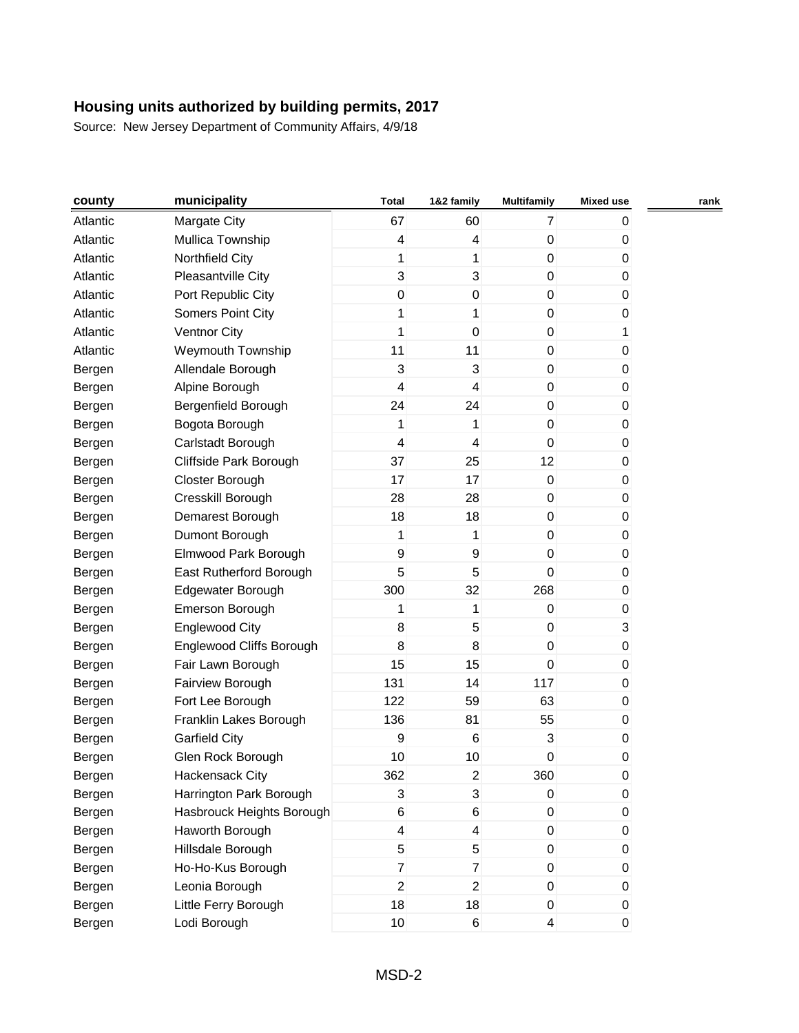## Housing units authorized by building permits, 2017

Source: New Jersey Department of Community Affairs, 4/9/18

| county | municipality | Total | 1&2 family | Multifamily | Mixed use | rank |
|---|---|---|---|---|---|---|
| Atlantic | Margate City | 67 | 60 | 7 | 0 | |
| Atlantic | Mullica Township | 4 | 4 | 0 | 0 | |
| Atlantic | Northfield City | 1 | 1 | 0 | 0 | |
| Atlantic | Pleasantville City | 3 | 3 | 0 | 0 | |
| Atlantic | Port Republic City | 0 | 0 | 0 | 0 | |
| Atlantic | Somers Point City | 1 | 1 | 0 | 0 | |
| Atlantic | Ventnor City | 1 | 0 | 0 | 1 | |
| Atlantic | Weymouth Township | 11 | 11 | 0 | 0 | |
| Bergen | Allendale Borough | 3 | 3 | 0 | 0 | |
| Bergen | Alpine Borough | 4 | 4 | 0 | 0 | |
| Bergen | Bergenfield Borough | 24 | 24 | 0 | 0 | |
| Bergen | Bogota Borough | 1 | 1 | 0 | 0 | |
| Bergen | Carlstadt Borough | 4 | 4 | 0 | 0 | |
| Bergen | Cliffside Park Borough | 37 | 25 | 12 | 0 | |
| Bergen | Closter Borough | 17 | 17 | 0 | 0 | |
| Bergen | Cresskill Borough | 28 | 28 | 0 | 0 | |
| Bergen | Demarest Borough | 18 | 18 | 0 | 0 | |
| Bergen | Dumont Borough | 1 | 1 | 0 | 0 | |
| Bergen | Elmwood Park Borough | 9 | 9 | 0 | 0 | |
| Bergen | East Rutherford Borough | 5 | 5 | 0 | 0 | |
| Bergen | Edgewater Borough | 300 | 32 | 268 | 0 | |
| Bergen | Emerson Borough | 1 | 1 | 0 | 0 | |
| Bergen | Englewood City | 8 | 5 | 0 | 3 | |
| Bergen | Englewood Cliffs Borough | 8 | 8 | 0 | 0 | |
| Bergen | Fair Lawn Borough | 15 | 15 | 0 | 0 | |
| Bergen | Fairview Borough | 131 | 14 | 117 | 0 | |
| Bergen | Fort Lee Borough | 122 | 59 | 63 | 0 | |
| Bergen | Franklin Lakes Borough | 136 | 81 | 55 | 0 | |
| Bergen | Garfield City | 9 | 6 | 3 | 0 | |
| Bergen | Glen Rock Borough | 10 | 10 | 0 | 0 | |
| Bergen | Hackensack City | 362 | 2 | 360 | 0 | |
| Bergen | Harrington Park Borough | 3 | 3 | 0 | 0 | |
| Bergen | Hasbrouck Heights Borough | 6 | 6 | 0 | 0 | |
| Bergen | Haworth Borough | 4 | 4 | 0 | 0 | |
| Bergen | Hillsdale Borough | 5 | 5 | 0 | 0 | |
| Bergen | Ho-Ho-Kus Borough | 7 | 7 | 0 | 0 | |
| Bergen | Leonia Borough | 2 | 2 | 0 | 0 | |
| Bergen | Little Ferry Borough | 18 | 18 | 0 | 0 | |
| Bergen | Lodi Borough | 10 | 6 | 4 | 0 | |

MSD-2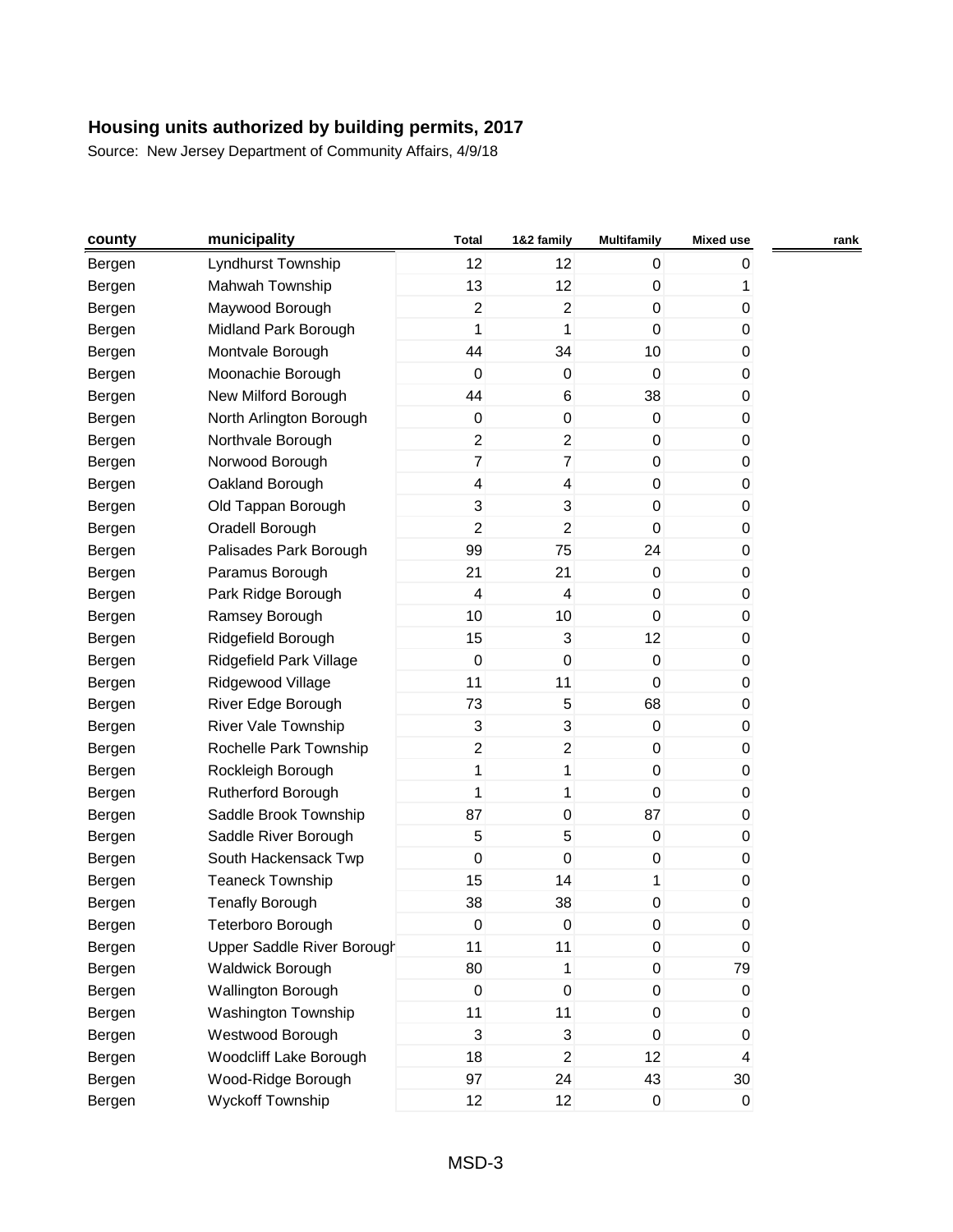## Housing units authorized by building permits, 2017

Source: New Jersey Department of Community Affairs, 4/9/18

| county | municipality | Total | 1&2 family | Multifamily | Mixed use | rank |
|---|---|---|---|---|---|---|
| Bergen | Lyndhurst Township | 12 | 12 | 0 | 0 | |
| Bergen | Mahwah Township | 13 | 12 | 0 | 1 | |
| Bergen | Maywood Borough | 2 | 2 | 0 | 0 | |
| Bergen | Midland Park Borough | 1 | 1 | 0 | 0 | |
| Bergen | Montvale Borough | 44 | 34 | 10 | 0 | |
| Bergen | Moonachie Borough | 0 | 0 | 0 | 0 | |
| Bergen | New Milford Borough | 44 | 6 | 38 | 0 | |
| Bergen | North Arlington Borough | 0 | 0 | 0 | 0 | |
| Bergen | Northvale Borough | 2 | 2 | 0 | 0 | |
| Bergen | Norwood Borough | 7 | 7 | 0 | 0 | |
| Bergen | Oakland Borough | 4 | 4 | 0 | 0 | |
| Bergen | Old Tappan Borough | 3 | 3 | 0 | 0 | |
| Bergen | Oradell Borough | 2 | 2 | 0 | 0 | |
| Bergen | Palisades Park Borough | 99 | 75 | 24 | 0 | |
| Bergen | Paramus Borough | 21 | 21 | 0 | 0 | |
| Bergen | Park Ridge Borough | 4 | 4 | 0 | 0 | |
| Bergen | Ramsey Borough | 10 | 10 | 0 | 0 | |
| Bergen | Ridgefield Borough | 15 | 3 | 12 | 0 | |
| Bergen | Ridgefield Park Village | 0 | 0 | 0 | 0 | |
| Bergen | Ridgewood Village | 11 | 11 | 0 | 0 | |
| Bergen | River Edge Borough | 73 | 5 | 68 | 0 | |
| Bergen | River Vale Township | 3 | 3 | 0 | 0 | |
| Bergen | Rochelle Park Township | 2 | 2 | 0 | 0 | |
| Bergen | Rockleigh Borough | 1 | 1 | 0 | 0 | |
| Bergen | Rutherford Borough | 1 | 1 | 0 | 0 | |
| Bergen | Saddle Brook Township | 87 | 0 | 87 | 0 | |
| Bergen | Saddle River Borough | 5 | 5 | 0 | 0 | |
| Bergen | South Hackensack Twp | 0 | 0 | 0 | 0 | |
| Bergen | Teaneck Township | 15 | 14 | 1 | 0 | |
| Bergen | Tenafly Borough | 38 | 38 | 0 | 0 | |
| Bergen | Teterboro Borough | 0 | 0 | 0 | 0 | |
| Bergen | Upper Saddle River Borough | 11 | 11 | 0 | 0 | |
| Bergen | Waldwick Borough | 80 | 1 | 0 | 79 | |
| Bergen | Wallington Borough | 0 | 0 | 0 | 0 | |
| Bergen | Washington Township | 11 | 11 | 0 | 0 | |
| Bergen | Westwood Borough | 3 | 3 | 0 | 0 | |
| Bergen | Woodcliff Lake Borough | 18 | 2 | 12 | 4 | |
| Bergen | Wood-Ridge Borough | 97 | 24 | 43 | 30 | |
| Bergen | Wyckoff Township | 12 | 12 | 0 | 0 | |

MSD-3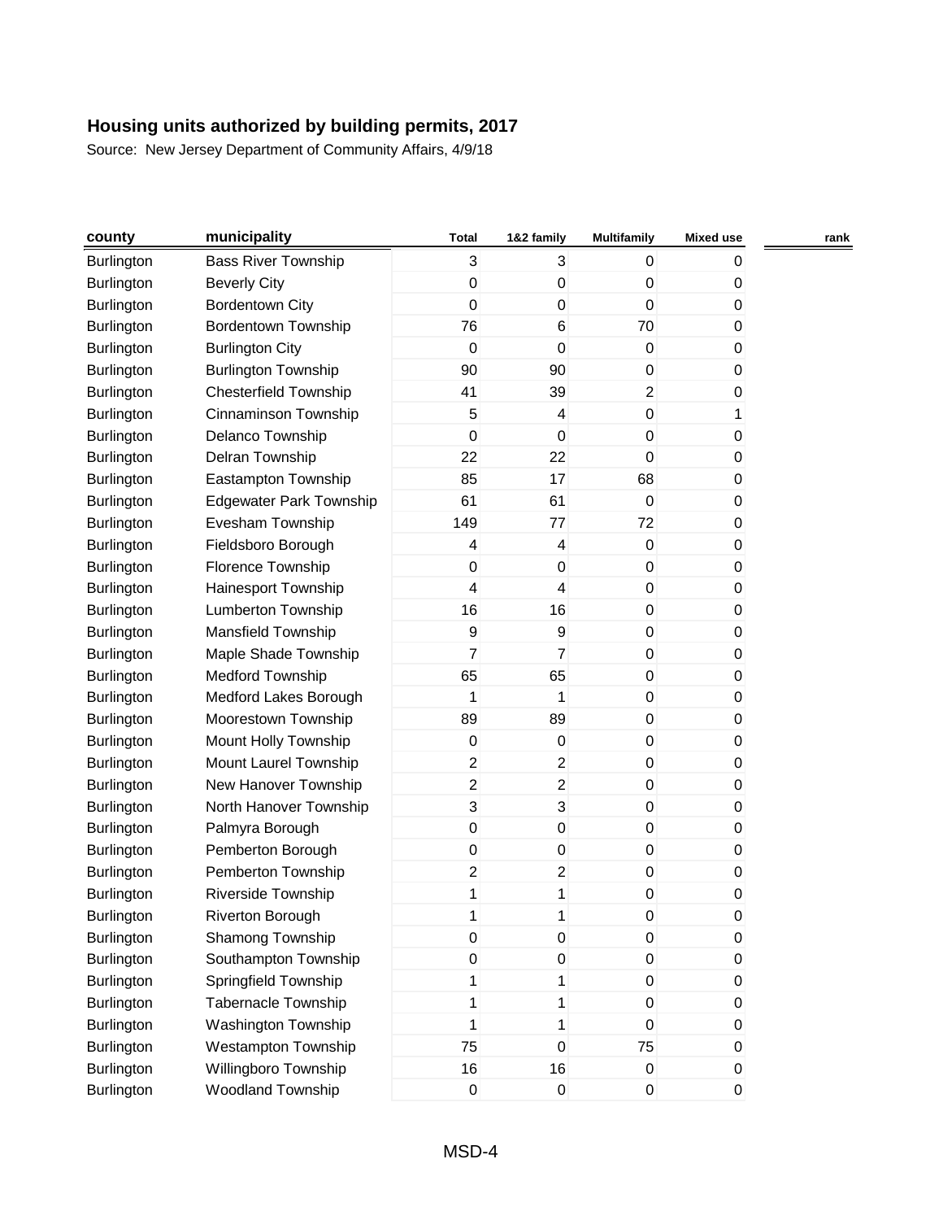# Housing units authorized by building permits, 2017

Source: New Jersey Department of Community Affairs, 4/9/18

| county | municipality | Total | 1&2 family | Multifamily | Mixed use | rank |
|---|---|---|---|---|---|---|
| Burlington | Bass River Township | 3 | 3 | 0 | 0 | |
| Burlington | Beverly City | 0 | 0 | 0 | 0 | |
| Burlington | Bordentown City | 0 | 0 | 0 | 0 | |
| Burlington | Bordentown Township | 76 | 6 | 70 | 0 | |
| Burlington | Burlington City | 0 | 0 | 0 | 0 | |
| Burlington | Burlington Township | 90 | 90 | 0 | 0 | |
| Burlington | Chesterfield Township | 41 | 39 | 2 | 0 | |
| Burlington | Cinnaminson Township | 5 | 4 | 0 | 1 | |
| Burlington | Delanco Township | 0 | 0 | 0 | 0 | |
| Burlington | Delran Township | 22 | 22 | 0 | 0 | |
| Burlington | Eastampton Township | 85 | 17 | 68 | 0 | |
| Burlington | Edgewater Park Township | 61 | 61 | 0 | 0 | |
| Burlington | Evesham Township | 149 | 77 | 72 | 0 | |
| Burlington | Fieldsboro Borough | 4 | 4 | 0 | 0 | |
| Burlington | Florence Township | 0 | 0 | 0 | 0 | |
| Burlington | Hainesport Township | 4 | 4 | 0 | 0 | |
| Burlington | Lumberton Township | 16 | 16 | 0 | 0 | |
| Burlington | Mansfield Township | 9 | 9 | 0 | 0 | |
| Burlington | Maple Shade Township | 7 | 7 | 0 | 0 | |
| Burlington | Medford Township | 65 | 65 | 0 | 0 | |
| Burlington | Medford Lakes Borough | 1 | 1 | 0 | 0 | |
| Burlington | Moorestown Township | 89 | 89 | 0 | 0 | |
| Burlington | Mount Holly Township | 0 | 0 | 0 | 0 | |
| Burlington | Mount Laurel Township | 2 | 2 | 0 | 0 | |
| Burlington | New Hanover Township | 2 | 2 | 0 | 0 | |
| Burlington | North Hanover Township | 3 | 3 | 0 | 0 | |
| Burlington | Palmyra Borough | 0 | 0 | 0 | 0 | |
| Burlington | Pemberton Borough | 0 | 0 | 0 | 0 | |
| Burlington | Pemberton Township | 2 | 2 | 0 | 0 | |
| Burlington | Riverside Township | 1 | 1 | 0 | 0 | |
| Burlington | Riverton Borough | 1 | 1 | 0 | 0 | |
| Burlington | Shamong Township | 0 | 0 | 0 | 0 | |
| Burlington | Southampton Township | 0 | 0 | 0 | 0 | |
| Burlington | Springfield Township | 1 | 1 | 0 | 0 | |
| Burlington | Tabernacle Township | 1 | 1 | 0 | 0 | |
| Burlington | Washington Township | 1 | 1 | 0 | 0 | |
| Burlington | Westampton Township | 75 | 0 | 75 | 0 | |
| Burlington | Willingboro Township | 16 | 16 | 0 | 0 | |
| Burlington | Woodland Township | 0 | 0 | 0 | 0 | |

MSD-4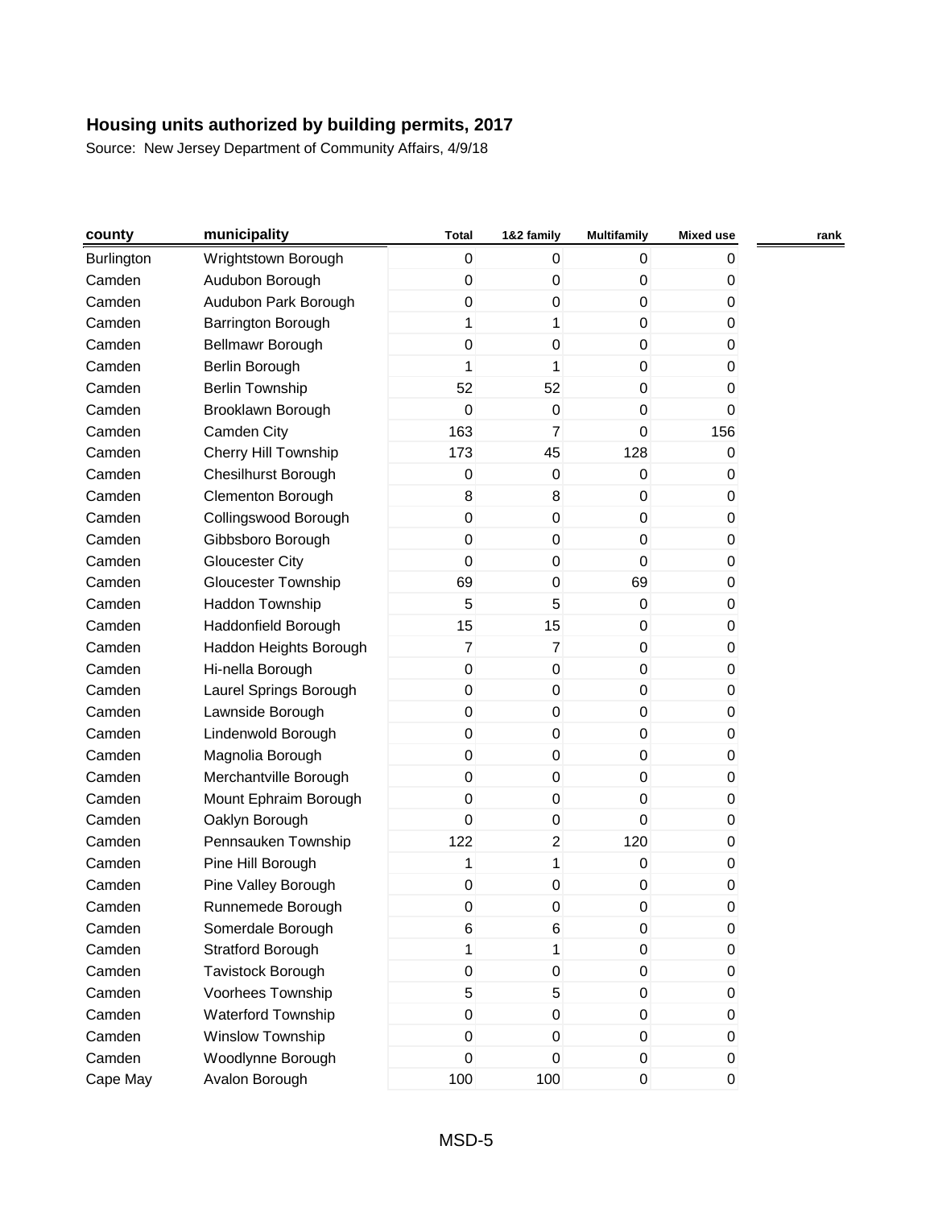## Housing units authorized by building permits, 2017

Source: New Jersey Department of Community Affairs, 4/9/18

| county | municipality | Total | 1&2 family | Multifamily | Mixed use | rank |
|---|---|---|---|---|---|---|
| Burlington | Wrightstown Borough | 0 | 0 | 0 | 0 | |
| Camden | Audubon Borough | 0 | 0 | 0 | 0 | |
| Camden | Audubon Park Borough | 0 | 0 | 0 | 0 | |
| Camden | Barrington Borough | 1 | 1 | 0 | 0 | |
| Camden | Bellmawr Borough | 0 | 0 | 0 | 0 | |
| Camden | Berlin Borough | 1 | 1 | 0 | 0 | |
| Camden | Berlin Township | 52 | 52 | 0 | 0 | |
| Camden | Brooklawn Borough | 0 | 0 | 0 | 0 | |
| Camden | Camden City | 163 | 7 | 0 | 156 | |
| Camden | Cherry Hill Township | 173 | 45 | 128 | 0 | |
| Camden | Chesilhurst Borough | 0 | 0 | 0 | 0 | |
| Camden | Clementon Borough | 8 | 8 | 0 | 0 | |
| Camden | Collingswood Borough | 0 | 0 | 0 | 0 | |
| Camden | Gibbsboro Borough | 0 | 0 | 0 | 0 | |
| Camden | Gloucester City | 0 | 0 | 0 | 0 | |
| Camden | Gloucester Township | 69 | 0 | 69 | 0 | |
| Camden | Haddon Township | 5 | 5 | 0 | 0 | |
| Camden | Haddonfield Borough | 15 | 15 | 0 | 0 | |
| Camden | Haddon Heights Borough | 7 | 7 | 0 | 0 | |
| Camden | Hi-nella Borough | 0 | 0 | 0 | 0 | |
| Camden | Laurel Springs Borough | 0 | 0 | 0 | 0 | |
| Camden | Lawnside Borough | 0 | 0 | 0 | 0 | |
| Camden | Lindenwold Borough | 0 | 0 | 0 | 0 | |
| Camden | Magnolia Borough | 0 | 0 | 0 | 0 | |
| Camden | Merchantville Borough | 0 | 0 | 0 | 0 | |
| Camden | Mount Ephraim Borough | 0 | 0 | 0 | 0 | |
| Camden | Oaklyn Borough | 0 | 0 | 0 | 0 | |
| Camden | Pennsauken Township | 122 | 2 | 120 | 0 | |
| Camden | Pine Hill Borough | 1 | 1 | 0 | 0 | |
| Camden | Pine Valley Borough | 0 | 0 | 0 | 0 | |
| Camden | Runnemede Borough | 0 | 0 | 0 | 0 | |
| Camden | Somerdale Borough | 6 | 6 | 0 | 0 | |
| Camden | Stratford Borough | 1 | 1 | 0 | 0 | |
| Camden | Tavistock Borough | 0 | 0 | 0 | 0 | |
| Camden | Voorhees Township | 5 | 5 | 0 | 0 | |
| Camden | Waterford Township | 0 | 0 | 0 | 0 | |
| Camden | Winslow Township | 0 | 0 | 0 | 0 | |
| Camden | Woodlynne Borough | 0 | 0 | 0 | 0 | |
| Cape May | Avalon Borough | 100 | 100 | 0 | 0 | |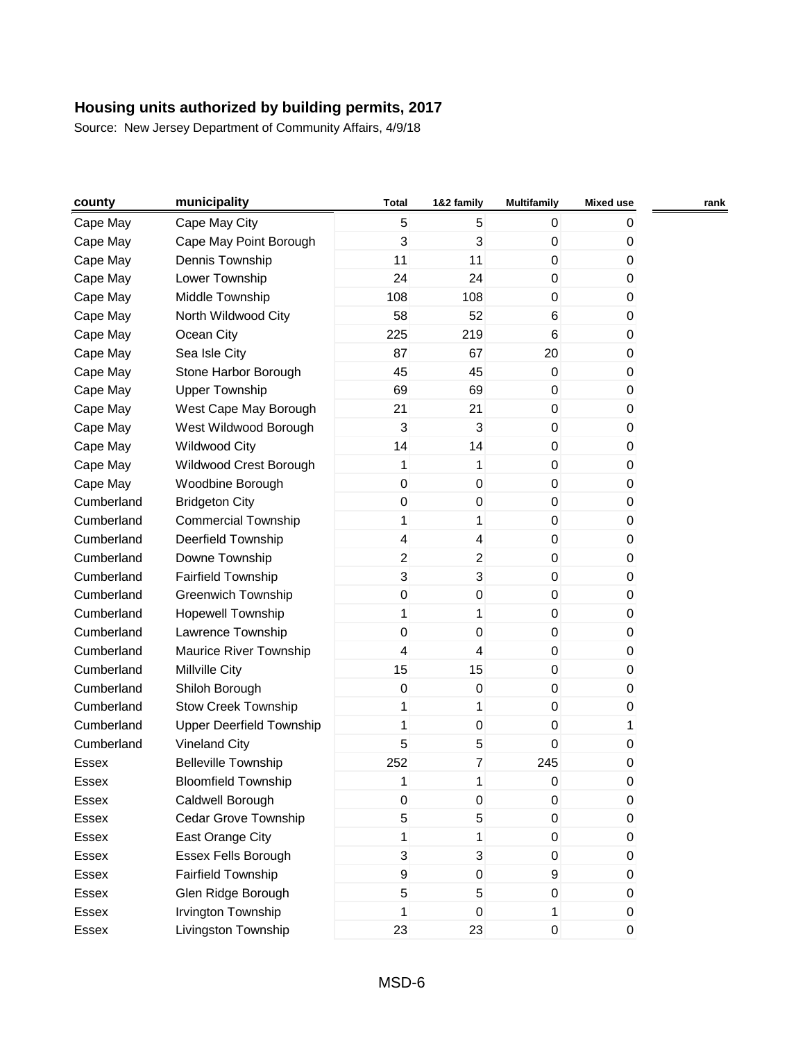## Housing units authorized by building permits, 2017

Source: New Jersey Department of Community Affairs, 4/9/18

| county | municipality | Total | 1&2 family | Multifamily | Mixed use | rank |
|---|---|---|---|---|---|---|
| Cape May | Cape May City | 5 | 5 | 0 | 0 | |
| Cape May | Cape May Point Borough | 3 | 3 | 0 | 0 | |
| Cape May | Dennis Township | 11 | 11 | 0 | 0 | |
| Cape May | Lower Township | 24 | 24 | 0 | 0 | |
| Cape May | Middle Township | 108 | 108 | 0 | 0 | |
| Cape May | North Wildwood City | 58 | 52 | 6 | 0 | |
| Cape May | Ocean City | 225 | 219 | 6 | 0 | |
| Cape May | Sea Isle City | 87 | 67 | 20 | 0 | |
| Cape May | Stone Harbor Borough | 45 | 45 | 0 | 0 | |
| Cape May | Upper Township | 69 | 69 | 0 | 0 | |
| Cape May | West Cape May Borough | 21 | 21 | 0 | 0 | |
| Cape May | West Wildwood Borough | 3 | 3 | 0 | 0 | |
| Cape May | Wildwood City | 14 | 14 | 0 | 0 | |
| Cape May | Wildwood Crest Borough | 1 | 1 | 0 | 0 | |
| Cape May | Woodbine Borough | 0 | 0 | 0 | 0 | |
| Cumberland | Bridgeton City | 0 | 0 | 0 | 0 | |
| Cumberland | Commercial Township | 1 | 1 | 0 | 0 | |
| Cumberland | Deerfield Township | 4 | 4 | 0 | 0 | |
| Cumberland | Downe Township | 2 | 2 | 0 | 0 | |
| Cumberland | Fairfield Township | 3 | 3 | 0 | 0 | |
| Cumberland | Greenwich Township | 0 | 0 | 0 | 0 | |
| Cumberland | Hopewell Township | 1 | 1 | 0 | 0 | |
| Cumberland | Lawrence Township | 0 | 0 | 0 | 0 | |
| Cumberland | Maurice River Township | 4 | 4 | 0 | 0 | |
| Cumberland | Millville City | 15 | 15 | 0 | 0 | |
| Cumberland | Shiloh Borough | 0 | 0 | 0 | 0 | |
| Cumberland | Stow Creek Township | 1 | 1 | 0 | 0 | |
| Cumberland | Upper Deerfield Township | 1 | 0 | 0 | 1 | |
| Cumberland | Vineland City | 5 | 5 | 0 | 0 | |
| Essex | Belleville Township | 252 | 7 | 245 | 0 | |
| Essex | Bloomfield Township | 1 | 1 | 0 | 0 | |
| Essex | Caldwell Borough | 0 | 0 | 0 | 0 | |
| Essex | Cedar Grove Township | 5 | 5 | 0 | 0 | |
| Essex | East Orange City | 1 | 1 | 0 | 0 | |
| Essex | Essex Fells Borough | 3 | 3 | 0 | 0 | |
| Essex | Fairfield Township | 9 | 0 | 9 | 0 | |
| Essex | Glen Ridge Borough | 5 | 5 | 0 | 0 | |
| Essex | Irvington Township | 1 | 0 | 1 | 0 | |
| Essex | Livingston Township | 23 | 23 | 0 | 0 | |

MSD-6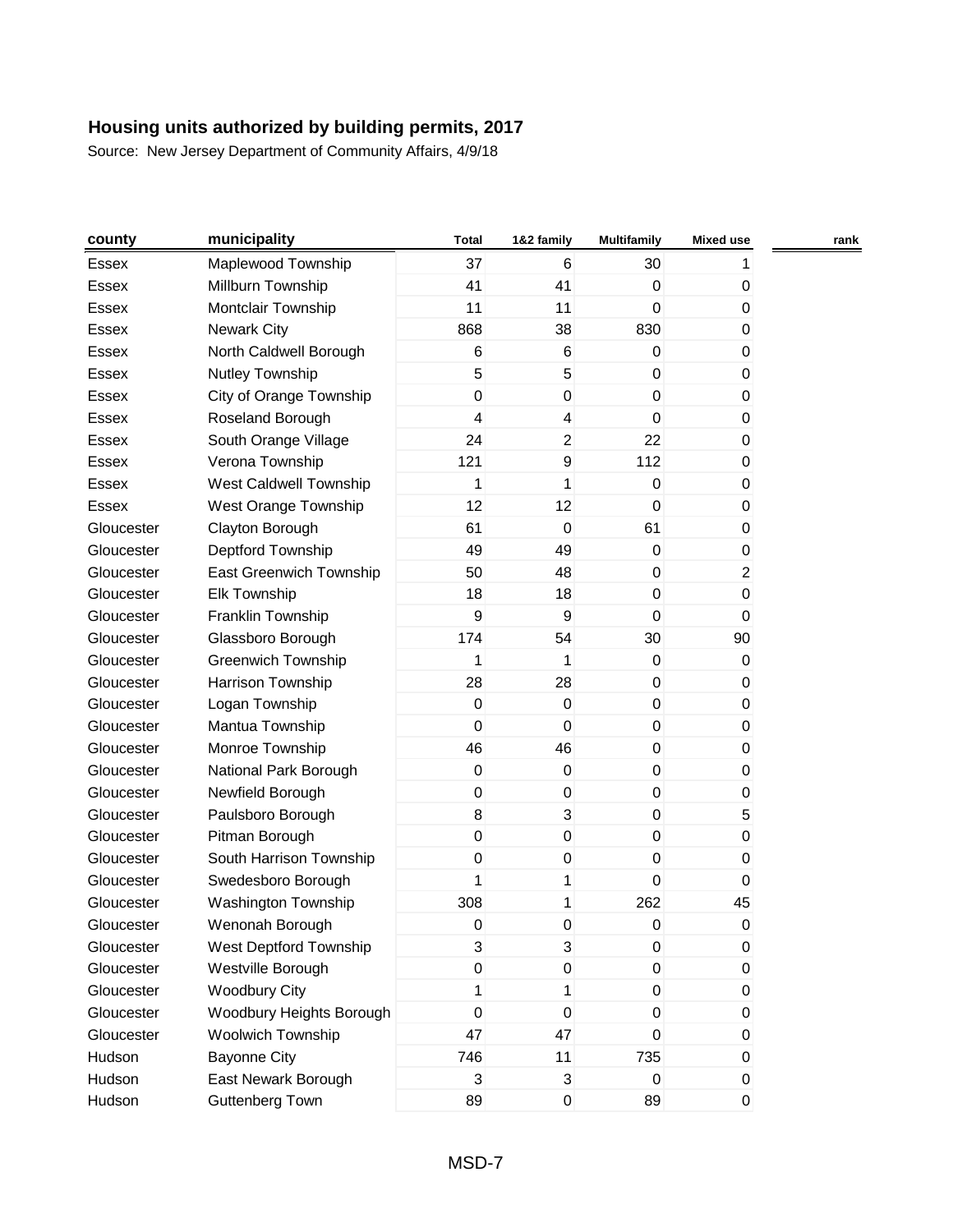## Housing units authorized by building permits, 2017

Source: New Jersey Department of Community Affairs, 4/9/18

| county | municipality | Total | 1&2 family | Multifamily | Mixed use | rank |
|---|---|---|---|---|---|---|
| Essex | Maplewood Township | 37 | 6 | 30 | 1 | |
| Essex | Millburn Township | 41 | 41 | 0 | 0 | |
| Essex | Montclair Township | 11 | 11 | 0 | 0 | |
| Essex | Newark City | 868 | 38 | 830 | 0 | |
| Essex | North Caldwell Borough | 6 | 6 | 0 | 0 | |
| Essex | Nutley Township | 5 | 5 | 0 | 0 | |
| Essex | City of Orange Township | 0 | 0 | 0 | 0 | |
| Essex | Roseland Borough | 4 | 4 | 0 | 0 | |
| Essex | South Orange Village | 24 | 2 | 22 | 0 | |
| Essex | Verona Township | 121 | 9 | 112 | 0 | |
| Essex | West Caldwell Township | 1 | 1 | 0 | 0 | |
| Essex | West Orange Township | 12 | 12 | 0 | 0 | |
| Gloucester | Clayton Borough | 61 | 0 | 61 | 0 | |
| Gloucester | Deptford Township | 49 | 49 | 0 | 0 | |
| Gloucester | East Greenwich Township | 50 | 48 | 0 | 2 | |
| Gloucester | Elk Township | 18 | 18 | 0 | 0 | |
| Gloucester | Franklin Township | 9 | 9 | 0 | 0 | |
| Gloucester | Glassboro Borough | 174 | 54 | 30 | 90 | |
| Gloucester | Greenwich Township | 1 | 1 | 0 | 0 | |
| Gloucester | Harrison Township | 28 | 28 | 0 | 0 | |
| Gloucester | Logan Township | 0 | 0 | 0 | 0 | |
| Gloucester | Mantua Township | 0 | 0 | 0 | 0 | |
| Gloucester | Monroe Township | 46 | 46 | 0 | 0 | |
| Gloucester | National Park Borough | 0 | 0 | 0 | 0 | |
| Gloucester | Newfield Borough | 0 | 0 | 0 | 0 | |
| Gloucester | Paulsboro Borough | 8 | 3 | 0 | 5 | |
| Gloucester | Pitman Borough | 0 | 0 | 0 | 0 | |
| Gloucester | South Harrison Township | 0 | 0 | 0 | 0 | |
| Gloucester | Swedesboro Borough | 1 | 1 | 0 | 0 | |
| Gloucester | Washington Township | 308 | 1 | 262 | 45 | |
| Gloucester | Wenonah Borough | 0 | 0 | 0 | 0 | |
| Gloucester | West Deptford Township | 3 | 3 | 0 | 0 | |
| Gloucester | Westville Borough | 0 | 0 | 0 | 0 | |
| Gloucester | Woodbury City | 1 | 1 | 0 | 0 | |
| Gloucester | Woodbury Heights Borough | 0 | 0 | 0 | 0 | |
| Gloucester | Woolwich Township | 47 | 47 | 0 | 0 | |
| Hudson | Bayonne City | 746 | 11 | 735 | 0 | |
| Hudson | East Newark Borough | 3 | 3 | 0 | 0 | |
| Hudson | Guttenberg Town | 89 | 0 | 89 | 0 | |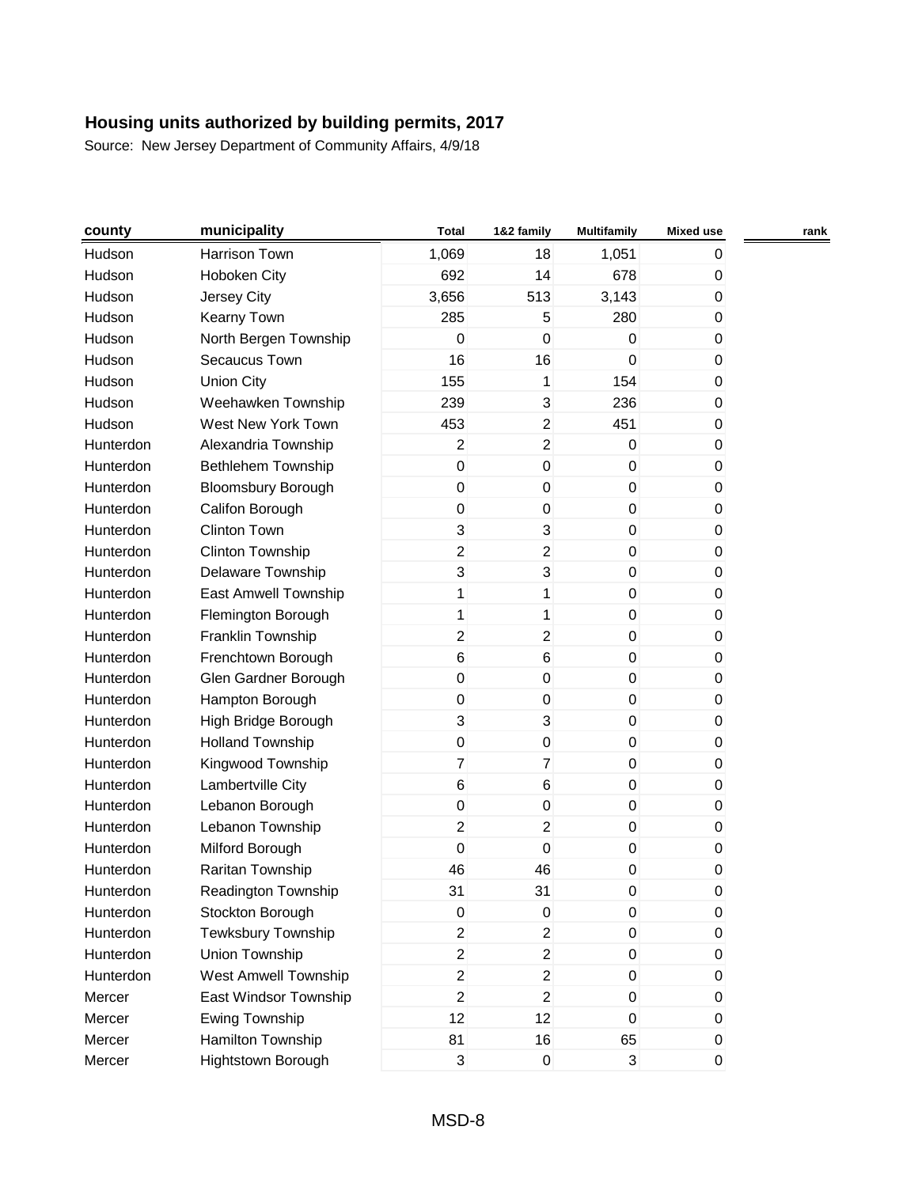## Housing units authorized by building permits, 2017

Source: New Jersey Department of Community Affairs, 4/9/18

| county | municipality | Total | 1&2 family | Multifamily | Mixed use | rank |
|---|---|---|---|---|---|---|
| Hudson | Harrison Town | 1,069 | 18 | 1,051 | 0 | |
| Hudson | Hoboken City | 692 | 14 | 678 | 0 | |
| Hudson | Jersey City | 3,656 | 513 | 3,143 | 0 | |
| Hudson | Kearny Town | 285 | 5 | 280 | 0 | |
| Hudson | North Bergen Township | 0 | 0 | 0 | 0 | |
| Hudson | Secaucus Town | 16 | 16 | 0 | 0 | |
| Hudson | Union City | 155 | 1 | 154 | 0 | |
| Hudson | Weehawken Township | 239 | 3 | 236 | 0 | |
| Hudson | West New York Town | 453 | 2 | 451 | 0 | |
| Hunterdon | Alexandria Township | 2 | 2 | 0 | 0 | |
| Hunterdon | Bethlehem Township | 0 | 0 | 0 | 0 | |
| Hunterdon | Bloomsbury Borough | 0 | 0 | 0 | 0 | |
| Hunterdon | Califon Borough | 0 | 0 | 0 | 0 | |
| Hunterdon | Clinton Town | 3 | 3 | 0 | 0 | |
| Hunterdon | Clinton Township | 2 | 2 | 0 | 0 | |
| Hunterdon | Delaware Township | 3 | 3 | 0 | 0 | |
| Hunterdon | East Amwell Township | 1 | 1 | 0 | 0 | |
| Hunterdon | Flemington Borough | 1 | 1 | 0 | 0 | |
| Hunterdon | Franklin Township | 2 | 2 | 0 | 0 | |
| Hunterdon | Frenchtown Borough | 6 | 6 | 0 | 0 | |
| Hunterdon | Glen Gardner Borough | 0 | 0 | 0 | 0 | |
| Hunterdon | Hampton Borough | 0 | 0 | 0 | 0 | |
| Hunterdon | High Bridge Borough | 3 | 3 | 0 | 0 | |
| Hunterdon | Holland Township | 0 | 0 | 0 | 0 | |
| Hunterdon | Kingwood Township | 7 | 7 | 0 | 0 | |
| Hunterdon | Lambertville City | 6 | 6 | 0 | 0 | |
| Hunterdon | Lebanon Borough | 0 | 0 | 0 | 0 | |
| Hunterdon | Lebanon Township | 2 | 2 | 0 | 0 | |
| Hunterdon | Milford Borough | 0 | 0 | 0 | 0 | |
| Hunterdon | Raritan Township | 46 | 46 | 0 | 0 | |
| Hunterdon | Readington Township | 31 | 31 | 0 | 0 | |
| Hunterdon | Stockton Borough | 0 | 0 | 0 | 0 | |
| Hunterdon | Tewksbury Township | 2 | 2 | 0 | 0 | |
| Hunterdon | Union Township | 2 | 2 | 0 | 0 | |
| Hunterdon | West Amwell Township | 2 | 2 | 0 | 0 | |
| Mercer | East Windsor Township | 2 | 2 | 0 | 0 | |
| Mercer | Ewing Township | 12 | 12 | 0 | 0 | |
| Mercer | Hamilton Township | 81 | 16 | 65 | 0 | |
| Mercer | Hightstown Borough | 3 | 0 | 3 | 0 | |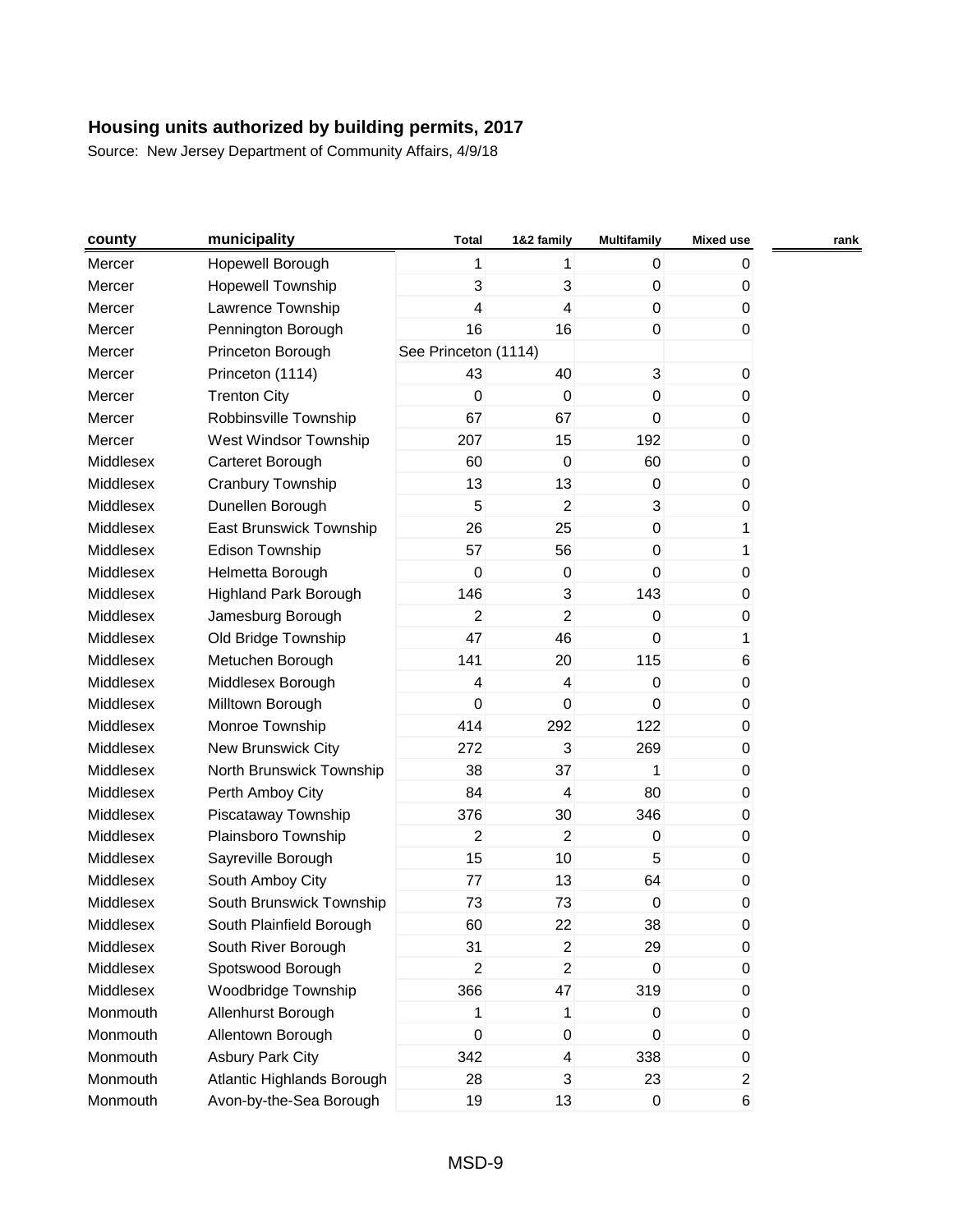## Housing units authorized by building permits, 2017

Source: New Jersey Department of Community Affairs, 4/9/18

| county | municipality | Total | 1&2 family | Multifamily | Mixed use | rank |
|---|---|---|---|---|---|---|
| Mercer | Hopewell Borough | 1 | 1 | 0 | 0 | |
| Mercer | Hopewell Township | 3 | 3 | 0 | 0 | |
| Mercer | Lawrence Township | 4 | 4 | 0 | 0 | |
| Mercer | Pennington Borough | 16 | 16 | 0 | 0 | |
| Mercer | Princeton Borough | See Princeton (1114) | | | | |
| Mercer | Princeton (1114) | 43 | 40 | 3 | 0 | |
| Mercer | Trenton City | 0 | 0 | 0 | 0 | |
| Mercer | Robbinsville Township | 67 | 67 | 0 | 0 | |
| Mercer | West Windsor Township | 207 | 15 | 192 | 0 | |
| Middlesex | Carteret Borough | 60 | 0 | 60 | 0 | |
| Middlesex | Cranbury Township | 13 | 13 | 0 | 0 | |
| Middlesex | Dunellen Borough | 5 | 2 | 3 | 0 | |
| Middlesex | East Brunswick Township | 26 | 25 | 0 | 1 | |
| Middlesex | Edison Township | 57 | 56 | 0 | 1 | |
| Middlesex | Helmetta Borough | 0 | 0 | 0 | 0 | |
| Middlesex | Highland Park Borough | 146 | 3 | 143 | 0 | |
| Middlesex | Jamesburg Borough | 2 | 2 | 0 | 0 | |
| Middlesex | Old Bridge Township | 47 | 46 | 0 | 1 | |
| Middlesex | Metuchen Borough | 141 | 20 | 115 | 6 | |
| Middlesex | Middlesex Borough | 4 | 4 | 0 | 0 | |
| Middlesex | Milltown Borough | 0 | 0 | 0 | 0 | |
| Middlesex | Monroe Township | 414 | 292 | 122 | 0 | |
| Middlesex | New Brunswick City | 272 | 3 | 269 | 0 | |
| Middlesex | North Brunswick Township | 38 | 37 | 1 | 0 | |
| Middlesex | Perth Amboy City | 84 | 4 | 80 | 0 | |
| Middlesex | Piscataway Township | 376 | 30 | 346 | 0 | |
| Middlesex | Plainsboro Township | 2 | 2 | 0 | 0 | |
| Middlesex | Sayreville Borough | 15 | 10 | 5 | 0 | |
| Middlesex | South Amboy City | 77 | 13 | 64 | 0 | |
| Middlesex | South Brunswick Township | 73 | 73 | 0 | 0 | |
| Middlesex | South Plainfield Borough | 60 | 22 | 38 | 0 | |
| Middlesex | South River Borough | 31 | 2 | 29 | 0 | |
| Middlesex | Spotswood Borough | 2 | 2 | 0 | 0 | |
| Middlesex | Woodbridge Township | 366 | 47 | 319 | 0 | |
| Monmouth | Allenhurst Borough | 1 | 1 | 0 | 0 | |
| Monmouth | Allentown Borough | 0 | 0 | 0 | 0 | |
| Monmouth | Asbury Park City | 342 | 4 | 338 | 0 | |
| Monmouth | Atlantic Highlands Borough | 28 | 3 | 23 | 2 | |
| Monmouth | Avon-by-the-Sea Borough | 19 | 13 | 0 | 6 | |

MSD-9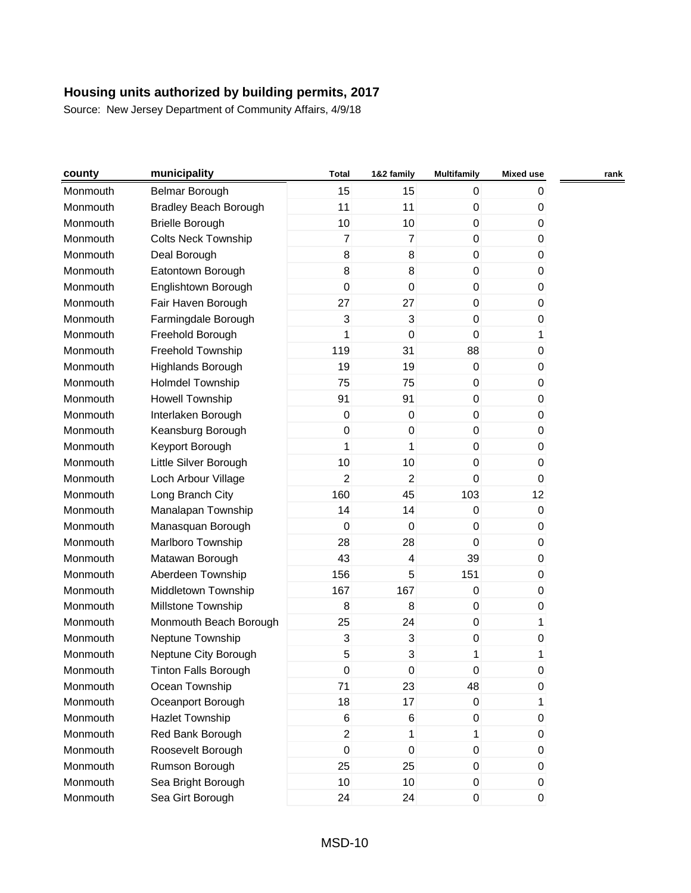## Housing units authorized by building permits, 2017

Source: New Jersey Department of Community Affairs, 4/9/18

| county | municipality | Total | 1&2 family | Multifamily | Mixed use | rank |
|---|---|---|---|---|---|---|
| Monmouth | Belmar Borough | 15 | 15 | 0 | 0 | |
| Monmouth | Bradley Beach Borough | 11 | 11 | 0 | 0 | |
| Monmouth | Brielle Borough | 10 | 10 | 0 | 0 | |
| Monmouth | Colts Neck Township | 7 | 7 | 0 | 0 | |
| Monmouth | Deal Borough | 8 | 8 | 0 | 0 | |
| Monmouth | Eatontown Borough | 8 | 8 | 0 | 0 | |
| Monmouth | Englishtown Borough | 0 | 0 | 0 | 0 | |
| Monmouth | Fair Haven Borough | 27 | 27 | 0 | 0 | |
| Monmouth | Farmingdale Borough | 3 | 3 | 0 | 0 | |
| Monmouth | Freehold Borough | 1 | 0 | 0 | 1 | |
| Monmouth | Freehold Township | 119 | 31 | 88 | 0 | |
| Monmouth | Highlands Borough | 19 | 19 | 0 | 0 | |
| Monmouth | Holmdel Township | 75 | 75 | 0 | 0 | |
| Monmouth | Howell Township | 91 | 91 | 0 | 0 | |
| Monmouth | Interlaken Borough | 0 | 0 | 0 | 0 | |
| Monmouth | Keansburg Borough | 0 | 0 | 0 | 0 | |
| Monmouth | Keyport Borough | 1 | 1 | 0 | 0 | |
| Monmouth | Little Silver Borough | 10 | 10 | 0 | 0 | |
| Monmouth | Loch Arbour Village | 2 | 2 | 0 | 0 | |
| Monmouth | Long Branch City | 160 | 45 | 103 | 12 | |
| Monmouth | Manalapan Township | 14 | 14 | 0 | 0 | |
| Monmouth | Manasquan Borough | 0 | 0 | 0 | 0 | |
| Monmouth | Marlboro Township | 28 | 28 | 0 | 0 | |
| Monmouth | Matawan Borough | 43 | 4 | 39 | 0 | |
| Monmouth | Aberdeen Township | 156 | 5 | 151 | 0 | |
| Monmouth | Middletown Township | 167 | 167 | 0 | 0 | |
| Monmouth | Millstone Township | 8 | 8 | 0 | 0 | |
| Monmouth | Monmouth Beach Borough | 25 | 24 | 0 | 1 | |
| Monmouth | Neptune Township | 3 | 3 | 0 | 0 | |
| Monmouth | Neptune City Borough | 5 | 3 | 1 | 1 | |
| Monmouth | Tinton Falls Borough | 0 | 0 | 0 | 0 | |
| Monmouth | Ocean Township | 71 | 23 | 48 | 0 | |
| Monmouth | Oceanport Borough | 18 | 17 | 0 | 1 | |
| Monmouth | Hazlet Township | 6 | 6 | 0 | 0 | |
| Monmouth | Red Bank Borough | 2 | 1 | 1 | 0 | |
| Monmouth | Roosevelt Borough | 0 | 0 | 0 | 0 | |
| Monmouth | Rumson Borough | 25 | 25 | 0 | 0 | |
| Monmouth | Sea Bright Borough | 10 | 10 | 0 | 0 | |
| Monmouth | Sea Girt Borough | 24 | 24 | 0 | 0 | |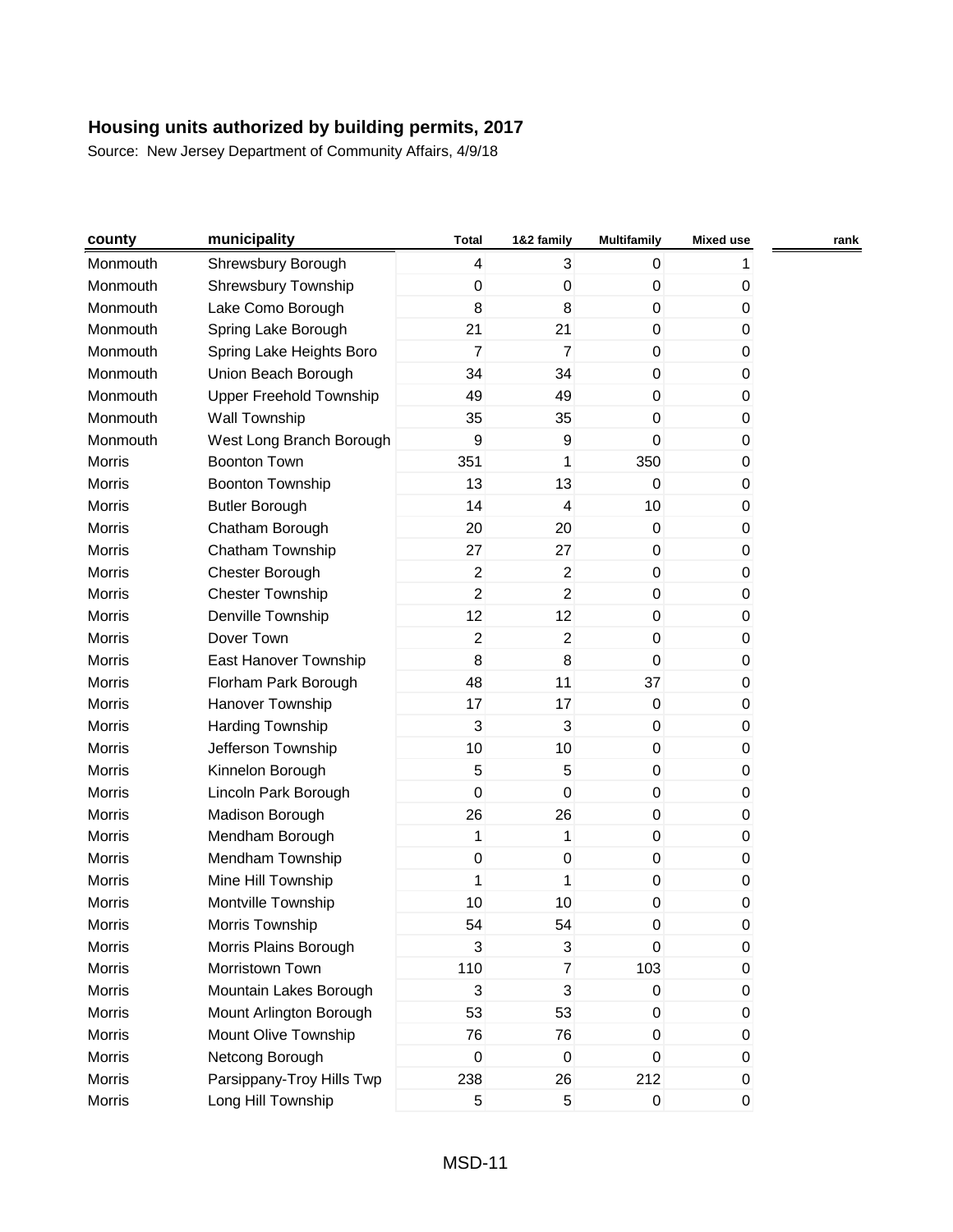# Housing units authorized by building permits, 2017

Source: New Jersey Department of Community Affairs, 4/9/18

| county | municipality | Total | 1&2 family | Multifamily | Mixed use | rank |
|---|---|---|---|---|---|---|
| Monmouth | Shrewsbury Borough | 4 | 3 | 0 | 1 | |
| Monmouth | Shrewsbury Township | 0 | 0 | 0 | 0 | |
| Monmouth | Lake Como Borough | 8 | 8 | 0 | 0 | |
| Monmouth | Spring Lake Borough | 21 | 21 | 0 | 0 | |
| Monmouth | Spring Lake Heights Boro | 7 | 7 | 0 | 0 | |
| Monmouth | Union Beach Borough | 34 | 34 | 0 | 0 | |
| Monmouth | Upper Freehold Township | 49 | 49 | 0 | 0 | |
| Monmouth | Wall Township | 35 | 35 | 0 | 0 | |
| Monmouth | West Long Branch Borough | 9 | 9 | 0 | 0 | |
| Morris | Boonton Town | 351 | 1 | 350 | 0 | |
| Morris | Boonton Township | 13 | 13 | 0 | 0 | |
| Morris | Butler Borough | 14 | 4 | 10 | 0 | |
| Morris | Chatham Borough | 20 | 20 | 0 | 0 | |
| Morris | Chatham Township | 27 | 27 | 0 | 0 | |
| Morris | Chester Borough | 2 | 2 | 0 | 0 | |
| Morris | Chester Township | 2 | 2 | 0 | 0 | |
| Morris | Denville Township | 12 | 12 | 0 | 0 | |
| Morris | Dover Town | 2 | 2 | 0 | 0 | |
| Morris | East Hanover Township | 8 | 8 | 0 | 0 | |
| Morris | Florham Park Borough | 48 | 11 | 37 | 0 | |
| Morris | Hanover Township | 17 | 17 | 0 | 0 | |
| Morris | Harding Township | 3 | 3 | 0 | 0 | |
| Morris | Jefferson Township | 10 | 10 | 0 | 0 | |
| Morris | Kinnelon Borough | 5 | 5 | 0 | 0 | |
| Morris | Lincoln Park Borough | 0 | 0 | 0 | 0 | |
| Morris | Madison Borough | 26 | 26 | 0 | 0 | |
| Morris | Mendham Borough | 1 | 1 | 0 | 0 | |
| Morris | Mendham Township | 0 | 0 | 0 | 0 | |
| Morris | Mine Hill Township | 1 | 1 | 0 | 0 | |
| Morris | Montville Township | 10 | 10 | 0 | 0 | |
| Morris | Morris Township | 54 | 54 | 0 | 0 | |
| Morris | Morris Plains Borough | 3 | 3 | 0 | 0 | |
| Morris | Morristown Town | 110 | 7 | 103 | 0 | |
| Morris | Mountain Lakes Borough | 3 | 3 | 0 | 0 | |
| Morris | Mount Arlington Borough | 53 | 53 | 0 | 0 | |
| Morris | Mount Olive Township | 76 | 76 | 0 | 0 | |
| Morris | Netcong Borough | 0 | 0 | 0 | 0 | |
| Morris | Parsippany-Troy Hills Twp | 238 | 26 | 212 | 0 | |
| Morris | Long Hill Township | 5 | 5 | 0 | 0 | |

MSD-11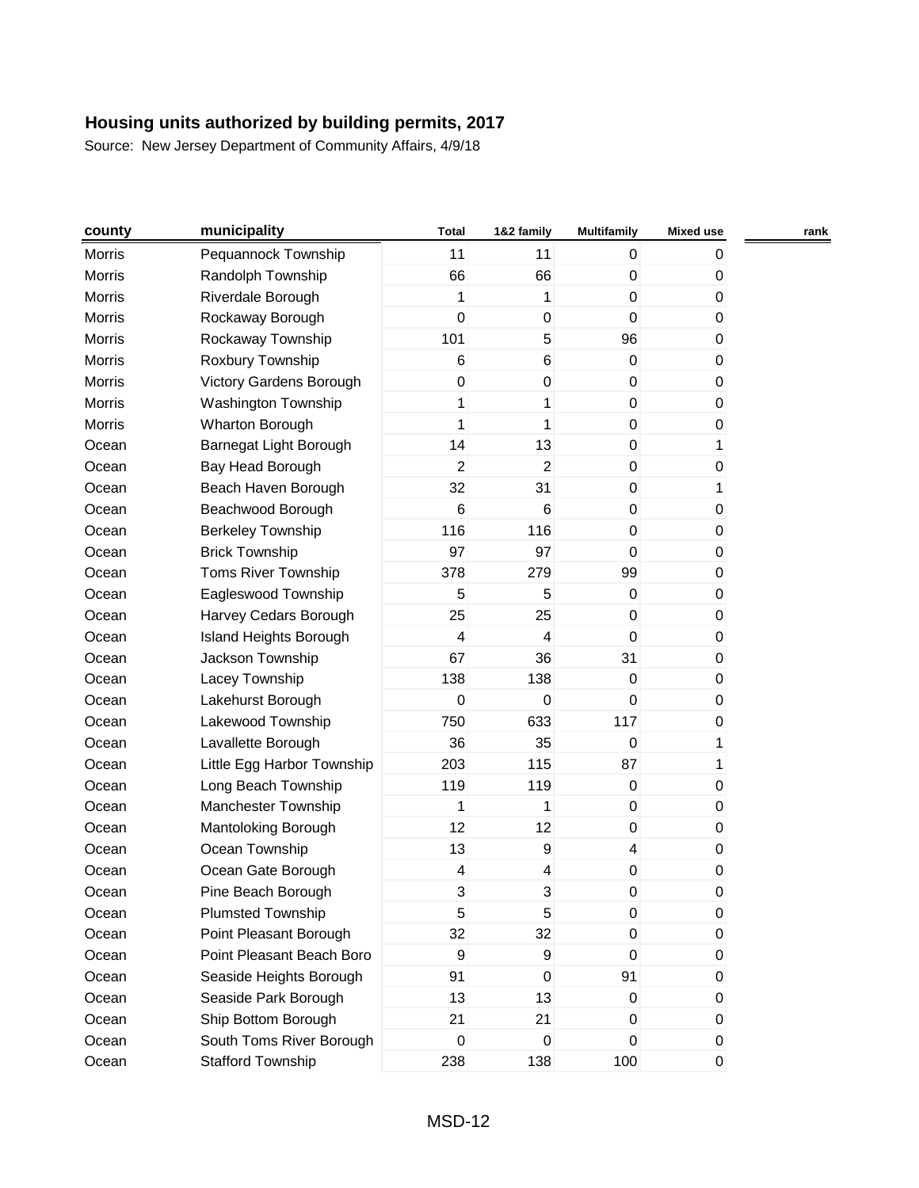## Housing units authorized by building permits, 2017

Source: New Jersey Department of Community Affairs, 4/9/18

| county | municipality | Total | 1&2 family | Multifamily | Mixed use | rank |
|---|---|---|---|---|---|---|
| Morris | Pequannock Township | 11 | 11 | 0 | 0 | |
| Morris | Randolph Township | 66 | 66 | 0 | 0 | |
| Morris | Riverdale Borough | 1 | 1 | 0 | 0 | |
| Morris | Rockaway Borough | 0 | 0 | 0 | 0 | |
| Morris | Rockaway Township | 101 | 5 | 96 | 0 | |
| Morris | Roxbury Township | 6 | 6 | 0 | 0 | |
| Morris | Victory Gardens Borough | 0 | 0 | 0 | 0 | |
| Morris | Washington Township | 1 | 1 | 0 | 0 | |
| Morris | Wharton Borough | 1 | 1 | 0 | 0 | |
| Ocean | Barnegat Light Borough | 14 | 13 | 0 | 1 | |
| Ocean | Bay Head Borough | 2 | 2 | 0 | 0 | |
| Ocean | Beach Haven Borough | 32 | 31 | 0 | 1 | |
| Ocean | Beachwood Borough | 6 | 6 | 0 | 0 | |
| Ocean | Berkeley Township | 116 | 116 | 0 | 0 | |
| Ocean | Brick Township | 97 | 97 | 0 | 0 | |
| Ocean | Toms River Township | 378 | 279 | 99 | 0 | |
| Ocean | Eagleswood Township | 5 | 5 | 0 | 0 | |
| Ocean | Harvey Cedars Borough | 25 | 25 | 0 | 0 | |
| Ocean | Island Heights Borough | 4 | 4 | 0 | 0 | |
| Ocean | Jackson Township | 67 | 36 | 31 | 0 | |
| Ocean | Lacey Township | 138 | 138 | 0 | 0 | |
| Ocean | Lakehurst Borough | 0 | 0 | 0 | 0 | |
| Ocean | Lakewood Township | 750 | 633 | 117 | 0 | |
| Ocean | Lavallette Borough | 36 | 35 | 0 | 1 | |
| Ocean | Little Egg Harbor Township | 203 | 115 | 87 | 1 | |
| Ocean | Long Beach Township | 119 | 119 | 0 | 0 | |
| Ocean | Manchester Township | 1 | 1 | 0 | 0 | |
| Ocean | Mantoloking Borough | 12 | 12 | 0 | 0 | |
| Ocean | Ocean Township | 13 | 9 | 4 | 0 | |
| Ocean | Ocean Gate Borough | 4 | 4 | 0 | 0 | |
| Ocean | Pine Beach Borough | 3 | 3 | 0 | 0 | |
| Ocean | Plumsted Township | 5 | 5 | 0 | 0 | |
| Ocean | Point Pleasant Borough | 32 | 32 | 0 | 0 | |
| Ocean | Point Pleasant Beach Boro | 9 | 9 | 0 | 0 | |
| Ocean | Seaside Heights Borough | 91 | 0 | 91 | 0 | |
| Ocean | Seaside Park Borough | 13 | 13 | 0 | 0 | |
| Ocean | Ship Bottom Borough | 21 | 21 | 0 | 0 | |
| Ocean | South Toms River Borough | 0 | 0 | 0 | 0 | |
| Ocean | Stafford Township | 238 | 138 | 100 | 0 | |

MSD-12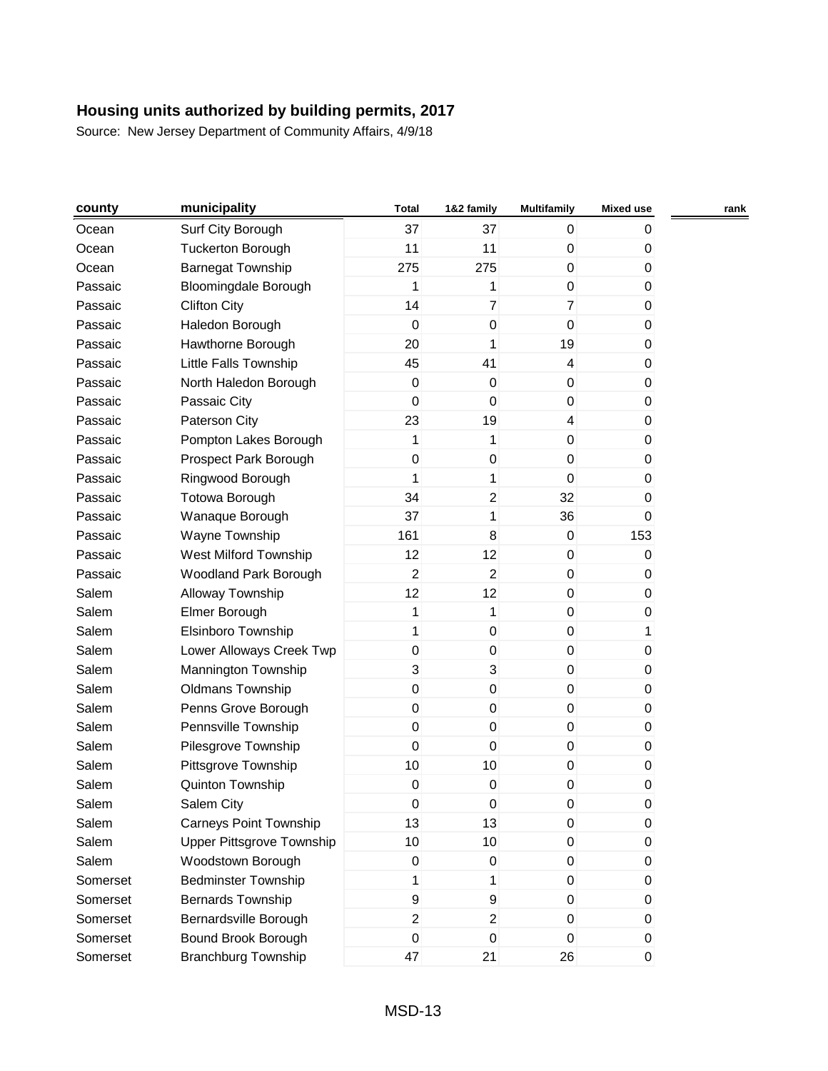# Housing units authorized by building permits, 2017

Source: New Jersey Department of Community Affairs, 4/9/18

| county | municipality | Total | 1&2 family | Multifamily | Mixed use | rank |
|---|---|---|---|---|---|---|
| Ocean | Surf City Borough | 37 | 37 | 0 | 0 | |
| Ocean | Tuckerton Borough | 11 | 11 | 0 | 0 | |
| Ocean | Barnegat Township | 275 | 275 | 0 | 0 | |
| Passaic | Bloomingdale Borough | 1 | 1 | 0 | 0 | |
| Passaic | Clifton City | 14 | 7 | 7 | 0 | |
| Passaic | Haledon Borough | 0 | 0 | 0 | 0 | |
| Passaic | Hawthorne Borough | 20 | 1 | 19 | 0 | |
| Passaic | Little Falls Township | 45 | 41 | 4 | 0 | |
| Passaic | North Haledon Borough | 0 | 0 | 0 | 0 | |
| Passaic | Passaic City | 0 | 0 | 0 | 0 | |
| Passaic | Paterson City | 23 | 19 | 4 | 0 | |
| Passaic | Pompton Lakes Borough | 1 | 1 | 0 | 0 | |
| Passaic | Prospect Park Borough | 0 | 0 | 0 | 0 | |
| Passaic | Ringwood Borough | 1 | 1 | 0 | 0 | |
| Passaic | Totowa Borough | 34 | 2 | 32 | 0 | |
| Passaic | Wanaque Borough | 37 | 1 | 36 | 0 | |
| Passaic | Wayne Township | 161 | 8 | 0 | 153 | |
| Passaic | West Milford Township | 12 | 12 | 0 | 0 | |
| Passaic | Woodland Park Borough | 2 | 2 | 0 | 0 | |
| Salem | Alloway Township | 12 | 12 | 0 | 0 | |
| Salem | Elmer Borough | 1 | 1 | 0 | 0 | |
| Salem | Elsinboro Township | 1 | 0 | 0 | 1 | |
| Salem | Lower Alloways Creek Twp | 0 | 0 | 0 | 0 | |
| Salem | Mannington Township | 3 | 3 | 0 | 0 | |
| Salem | Oldmans Township | 0 | 0 | 0 | 0 | |
| Salem | Penns Grove Borough | 0 | 0 | 0 | 0 | |
| Salem | Pennsville Township | 0 | 0 | 0 | 0 | |
| Salem | Pilesgrove Township | 0 | 0 | 0 | 0 | |
| Salem | Pittsgrove Township | 10 | 10 | 0 | 0 | |
| Salem | Quinton Township | 0 | 0 | 0 | 0 | |
| Salem | Salem City | 0 | 0 | 0 | 0 | |
| Salem | Carneys Point Township | 13 | 13 | 0 | 0 | |
| Salem | Upper Pittsgrove Township | 10 | 10 | 0 | 0 | |
| Salem | Woodstown Borough | 0 | 0 | 0 | 0 | |
| Somerset | Bedminster Township | 1 | 1 | 0 | 0 | |
| Somerset | Bernards Township | 9 | 9 | 0 | 0 | |
| Somerset | Bernardsville Borough | 2 | 2 | 0 | 0 | |
| Somerset | Bound Brook Borough | 0 | 0 | 0 | 0 | |
| Somerset | Branchburg Township | 47 | 21 | 26 | 0 | |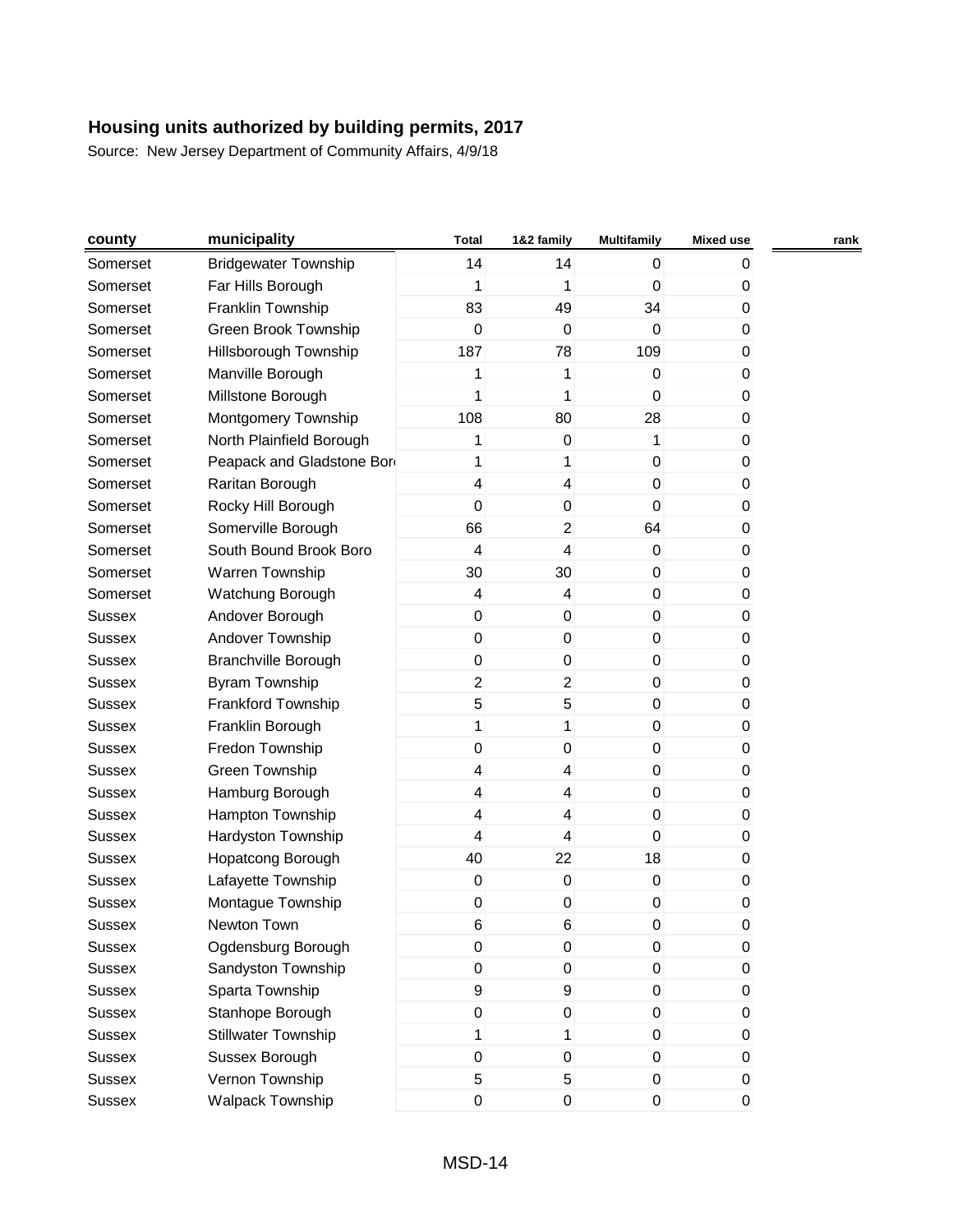# Housing units authorized by building permits, 2017

Source: New Jersey Department of Community Affairs, 4/9/18

| county | municipality | Total | 1&2 family | Multifamily | Mixed use | rank |
|---|---|---|---|---|---|---|
| Somerset | Bridgewater Township | 14 | 14 | 0 | 0 | |
| Somerset | Far Hills Borough | 1 | 1 | 0 | 0 | |
| Somerset | Franklin Township | 83 | 49 | 34 | 0 | |
| Somerset | Green Brook Township | 0 | 0 | 0 | 0 | |
| Somerset | Hillsborough Township | 187 | 78 | 109 | 0 | |
| Somerset | Manville Borough | 1 | 1 | 0 | 0 | |
| Somerset | Millstone Borough | 1 | 1 | 0 | 0 | |
| Somerset | Montgomery Township | 108 | 80 | 28 | 0 | |
| Somerset | North Plainfield Borough | 1 | 0 | 1 | 0 | |
| Somerset | Peapack and Gladstone Bor | 1 | 1 | 0 | 0 | |
| Somerset | Raritan Borough | 4 | 4 | 0 | 0 | |
| Somerset | Rocky Hill Borough | 0 | 0 | 0 | 0 | |
| Somerset | Somerville Borough | 66 | 2 | 64 | 0 | |
| Somerset | South Bound Brook Boro | 4 | 4 | 0 | 0 | |
| Somerset | Warren Township | 30 | 30 | 0 | 0 | |
| Somerset | Watchung Borough | 4 | 4 | 0 | 0 | |
| Sussex | Andover Borough | 0 | 0 | 0 | 0 | |
| Sussex | Andover Township | 0 | 0 | 0 | 0 | |
| Sussex | Branchville Borough | 0 | 0 | 0 | 0 | |
| Sussex | Byram Township | 2 | 2 | 0 | 0 | |
| Sussex | Frankford Township | 5 | 5 | 0 | 0 | |
| Sussex | Franklin Borough | 1 | 1 | 0 | 0 | |
| Sussex | Fredon Township | 0 | 0 | 0 | 0 | |
| Sussex | Green Township | 4 | 4 | 0 | 0 | |
| Sussex | Hamburg Borough | 4 | 4 | 0 | 0 | |
| Sussex | Hampton Township | 4 | 4 | 0 | 0 | |
| Sussex | Hardyston Township | 4 | 4 | 0 | 0 | |
| Sussex | Hopatcong Borough | 40 | 22 | 18 | 0 | |
| Sussex | Lafayette Township | 0 | 0 | 0 | 0 | |
| Sussex | Montague Township | 0 | 0 | 0 | 0 | |
| Sussex | Newton Town | 6 | 6 | 0 | 0 | |
| Sussex | Ogdensburg Borough | 0 | 0 | 0 | 0 | |
| Sussex | Sandyston Township | 0 | 0 | 0 | 0 | |
| Sussex | Sparta Township | 9 | 9 | 0 | 0 | |
| Sussex | Stanhope Borough | 0 | 0 | 0 | 0 | |
| Sussex | Stillwater Township | 1 | 1 | 0 | 0 | |
| Sussex | Sussex Borough | 0 | 0 | 0 | 0 | |
| Sussex | Vernon Township | 5 | 5 | 0 | 0 | |
| Sussex | Walpack Township | 0 | 0 | 0 | 0 | |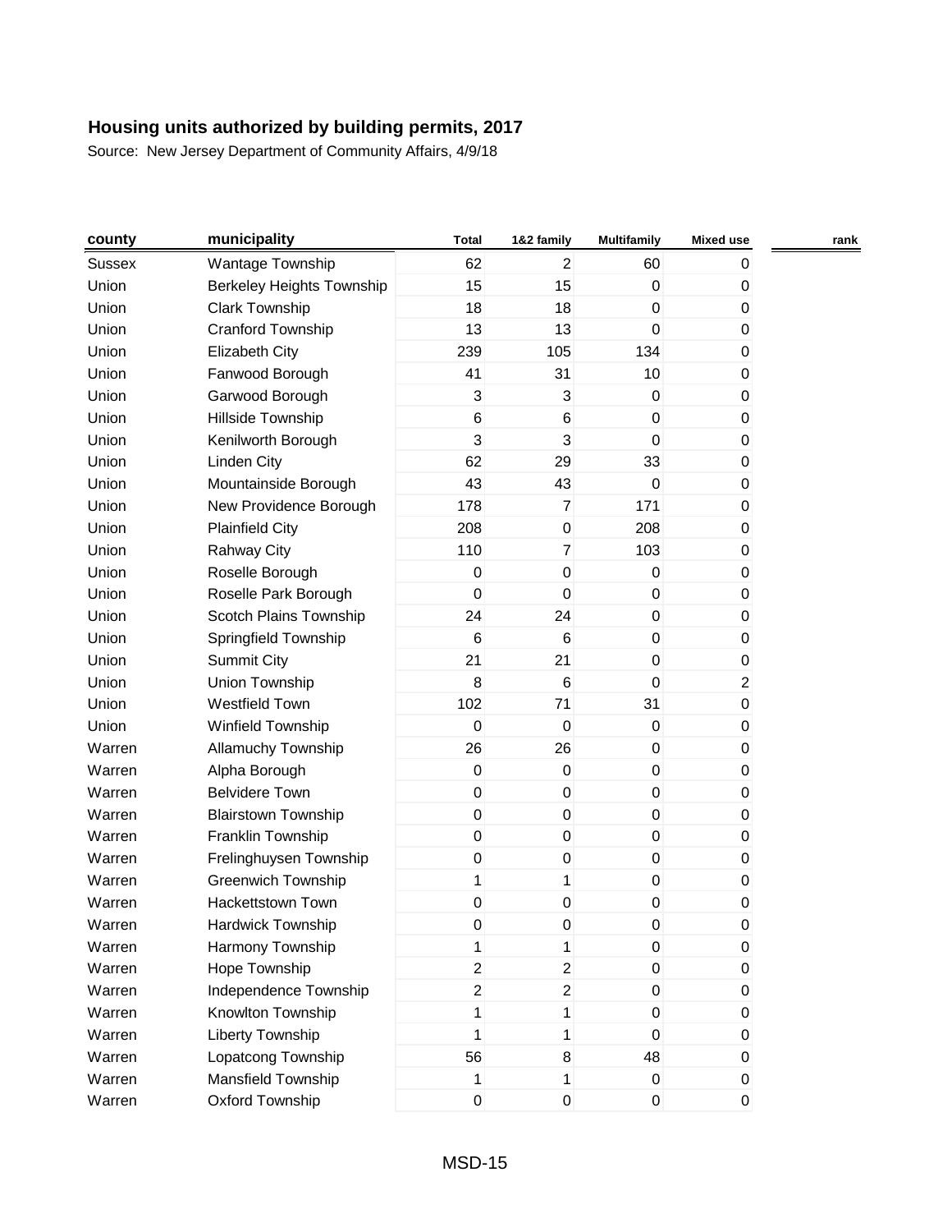**Housing units authorized by building permits, 2017**

Source: New Jersey Department of Community Affairs, 4/9/18

| county | municipality | Total | 1&2 family | Multifamily | Mixed use | rank |
|---|---|---|---|---|---|---|
| Sussex | Wantage Township | 62 | 2 | 60 | 0 | |
| Union | Berkeley Heights Township | 15 | 15 | 0 | 0 | |
| Union | Clark Township | 18 | 18 | 0 | 0 | |
| Union | Cranford Township | 13 | 13 | 0 | 0 | |
| Union | Elizabeth City | 239 | 105 | 134 | 0 | |
| Union | Fanwood Borough | 41 | 31 | 10 | 0 | |
| Union | Garwood Borough | 3 | 3 | 0 | 0 | |
| Union | Hillside Township | 6 | 6 | 0 | 0 | |
| Union | Kenilworth Borough | 3 | 3 | 0 | 0 | |
| Union | Linden City | 62 | 29 | 33 | 0 | |
| Union | Mountainside Borough | 43 | 43 | 0 | 0 | |
| Union | New Providence Borough | 178 | 7 | 171 | 0 | |
| Union | Plainfield City | 208 | 0 | 208 | 0 | |
| Union | Rahway City | 110 | 7 | 103 | 0 | |
| Union | Roselle Borough | 0 | 0 | 0 | 0 | |
| Union | Roselle Park Borough | 0 | 0 | 0 | 0 | |
| Union | Scotch Plains Township | 24 | 24 | 0 | 0 | |
| Union | Springfield Township | 6 | 6 | 0 | 0 | |
| Union | Summit City | 21 | 21 | 0 | 0 | |
| Union | Union Township | 8 | 6 | 0 | 2 | |
| Union | Westfield Town | 102 | 71 | 31 | 0 | |
| Union | Winfield Township | 0 | 0 | 0 | 0 | |
| Warren | Allamuchy Township | 26 | 26 | 0 | 0 | |
| Warren | Alpha Borough | 0 | 0 | 0 | 0 | |
| Warren | Belvidere Town | 0 | 0 | 0 | 0 | |
| Warren | Blairstown Township | 0 | 0 | 0 | 0 | |
| Warren | Franklin Township | 0 | 0 | 0 | 0 | |
| Warren | Frelinghuysen Township | 0 | 0 | 0 | 0 | |
| Warren | Greenwich Township | 1 | 1 | 0 | 0 | |
| Warren | Hackettstown Town | 0 | 0 | 0 | 0 | |
| Warren | Hardwick Township | 0 | 0 | 0 | 0 | |
| Warren | Harmony Township | 1 | 1 | 0 | 0 | |
| Warren | Hope Township | 2 | 2 | 0 | 0 | |
| Warren | Independence Township | 2 | 2 | 0 | 0 | |
| Warren | Knowlton Township | 1 | 1 | 0 | 0 | |
| Warren | Liberty Township | 1 | 1 | 0 | 0 | |
| Warren | Lopatcong Township | 56 | 8 | 48 | 0 | |
| Warren | Mansfield Township | 1 | 1 | 0 | 0 | |
| Warren | Oxford Township | 0 | 0 | 0 | 0 | |

MSD-15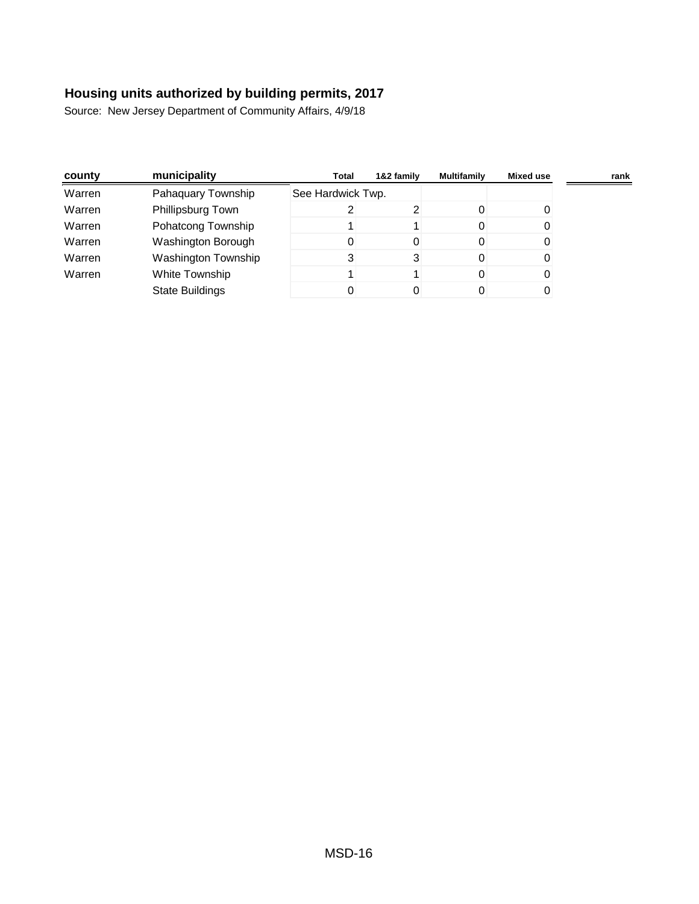## Housing units authorized by building permits, 2017

Source: New Jersey Department of Community Affairs, 4/9/18

| county | municipality | Total | 1&2 family | Multifamily | Mixed use | rank |
|---|---|---|---|---|---|---|
| Warren | Pahaquary Township | See Hardwick Twp. | | | | |
| Warren | Phillipsburg Town | 2 | 2 | 0 | 0 | |
| Warren | Pohatcong Township | 1 | 1 | 0 | 0 | |
| Warren | Washington Borough | 0 | 0 | 0 | 0 | |
| Warren | Washington Township | 3 | 3 | 0 | 0 | |
| Warren | White Township | 1 | 1 | 0 | 0 | |
| | State Buildings | 0 | 0 | 0 | 0 | |